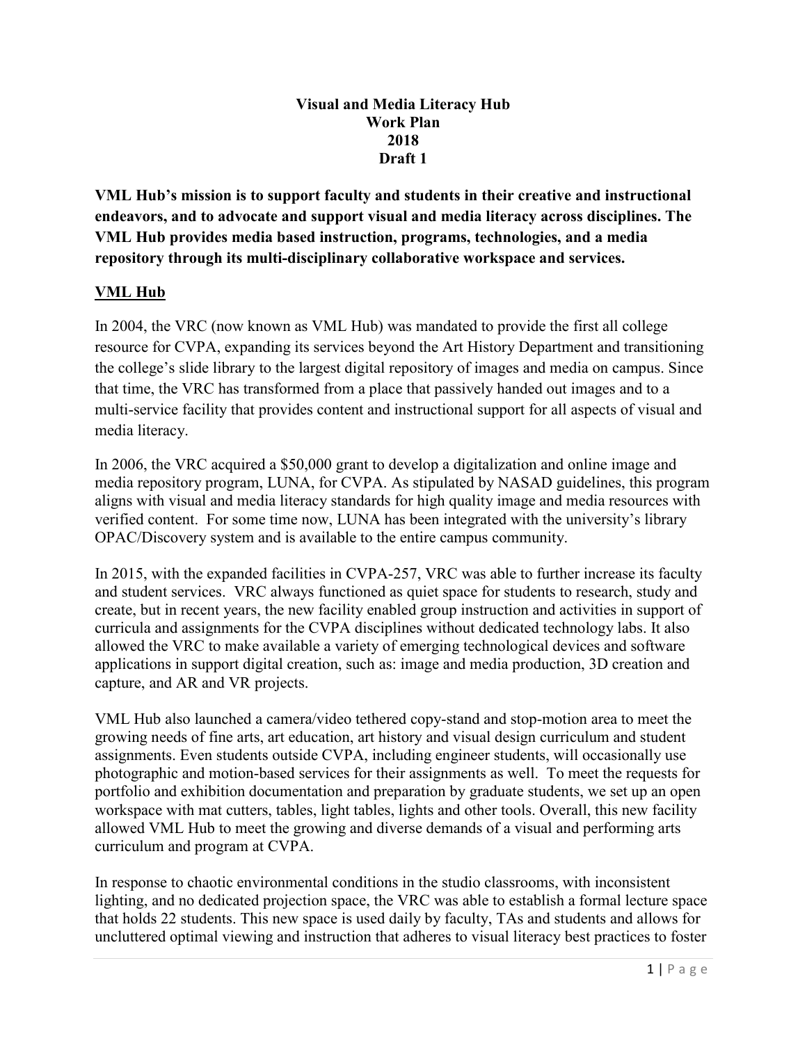# Visual and Media Literacy Hub
# Work Plan
# 2018
# Draft 1

**VML Hub's mission is to support faculty and students in their creative and instructional endeavors, and to advocate and support visual and media literacy across disciplines. The VML Hub provides media based instruction, programs, technologies, and a media repository through its multi-disciplinary collaborative workspace and services.**

## <u>VML Hub</u>

In 2004, the VRC (now known as VML Hub) was mandated to provide the first all college resource for CVPA, expanding its services beyond the Art History Department and transitioning the college's slide library to the largest digital repository of images and media on campus. Since that time, the VRC has transformed from a place that passively handed out images and to a multi-service facility that provides content and instructional support for all aspects of visual and media literacy.

In 2006, the VRC acquired a $50,000 grant to develop a digitalization and online image and media repository program, LUNA, for CVPA. As stipulated by NASAD guidelines, this program aligns with visual and media literacy standards for high quality image and media resources with verified content. For some time now, LUNA has been integrated with the university's library OPAC/Discovery system and is available to the entire campus community.

In 2015, with the expanded facilities in CVPA-257, VRC was able to further increase its faculty and student services. VRC always functioned as quiet space for students to research, study and create, but in recent years, the new facility enabled group instruction and activities in support of curricula and assignments for the CVPA disciplines without dedicated technology labs. It also allowed the VRC to make available a variety of emerging technological devices and software applications in support digital creation, such as: image and media production, 3D creation and capture, and AR and VR projects.

VML Hub also launched a camera/video tethered copy-stand and stop-motion area to meet the growing needs of fine arts, art education, art history and visual design curriculum and student assignments. Even students outside CVPA, including engineer students, will occasionally use photographic and motion-based services for their assignments as well. To meet the requests for portfolio and exhibition documentation and preparation by graduate students, we set up an open workspace with mat cutters, tables, light tables, lights and other tools. Overall, this new facility allowed VML Hub to meet the growing and diverse demands of a visual and performing arts curriculum and program at CVPA.

In response to chaotic environmental conditions in the studio classrooms, with inconsistent lighting, and no dedicated projection space, the VRC was able to establish a formal lecture space that holds 22 students. This new space is used daily by faculty, TAs and students and allows for uncluttered optimal viewing and instruction that adheres to visual literacy best practices to foster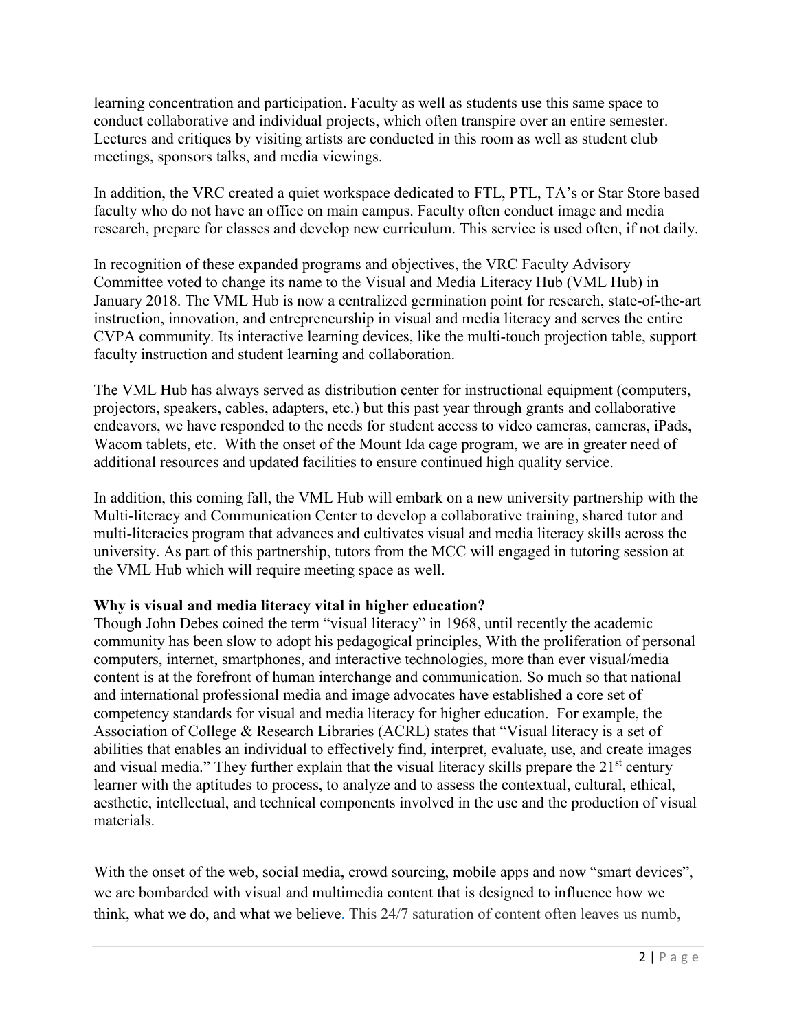learning concentration and participation. Faculty as well as students use this same space to conduct collaborative and individual projects, which often transpire over an entire semester. Lectures and critiques by visiting artists are conducted in this room as well as student club meetings, sponsors talks, and media viewings.

In addition, the VRC created a quiet workspace dedicated to FTL, PTL, TA's or Star Store based faculty who do not have an office on main campus. Faculty often conduct image and media research, prepare for classes and develop new curriculum. This service is used often, if not daily.

In recognition of these expanded programs and objectives, the VRC Faculty Advisory Committee voted to change its name to the Visual and Media Literacy Hub (VML Hub) in January 2018. The VML Hub is now a centralized germination point for research, state-of-the-art instruction, innovation, and entrepreneurship in visual and media literacy and serves the entire CVPA community. Its interactive learning devices, like the multi-touch projection table, support faculty instruction and student learning and collaboration.

The VML Hub has always served as distribution center for instructional equipment (computers, projectors, speakers, cables, adapters, etc.) but this past year through grants and collaborative endeavors, we have responded to the needs for student access to video cameras, cameras, iPads, Wacom tablets, etc. With the onset of the Mount Ida cage program, we are in greater need of additional resources and updated facilities to ensure continued high quality service.

In addition, this coming fall, the VML Hub will embark on a new university partnership with the Multi-literacy and Communication Center to develop a collaborative training, shared tutor and multi-literacies program that advances and cultivates visual and media literacy skills across the university. As part of this partnership, tutors from the MCC will engaged in tutoring session at the VML Hub which will require meeting space as well.

**Why is visual and media literacy vital in higher education?**

Though John Debes coined the term "visual literacy" in 1968, until recently the academic community has been slow to adopt his pedagogical principles, With the proliferation of personal computers, internet, smartphones, and interactive technologies, more than ever visual/media content is at the forefront of human interchange and communication. So much so that national and international professional media and image advocates have established a core set of competency standards for visual and media literacy for higher education. For example, the Association of College & Research Libraries (ACRL) states that "Visual literacy is a set of abilities that enables an individual to effectively find, interpret, evaluate, use, and create images and visual media." They further explain that the visual literacy skills prepare the 21st century learner with the aptitudes to process, to analyze and to assess the contextual, cultural, ethical, aesthetic, intellectual, and technical components involved in the use and the production of visual materials.

With the onset of the web, social media, crowd sourcing, mobile apps and now "smart devices", we are bombarded with visual and multimedia content that is designed to influence how we think, what we do, and what we believe. This 24/7 saturation of content often leaves us numb,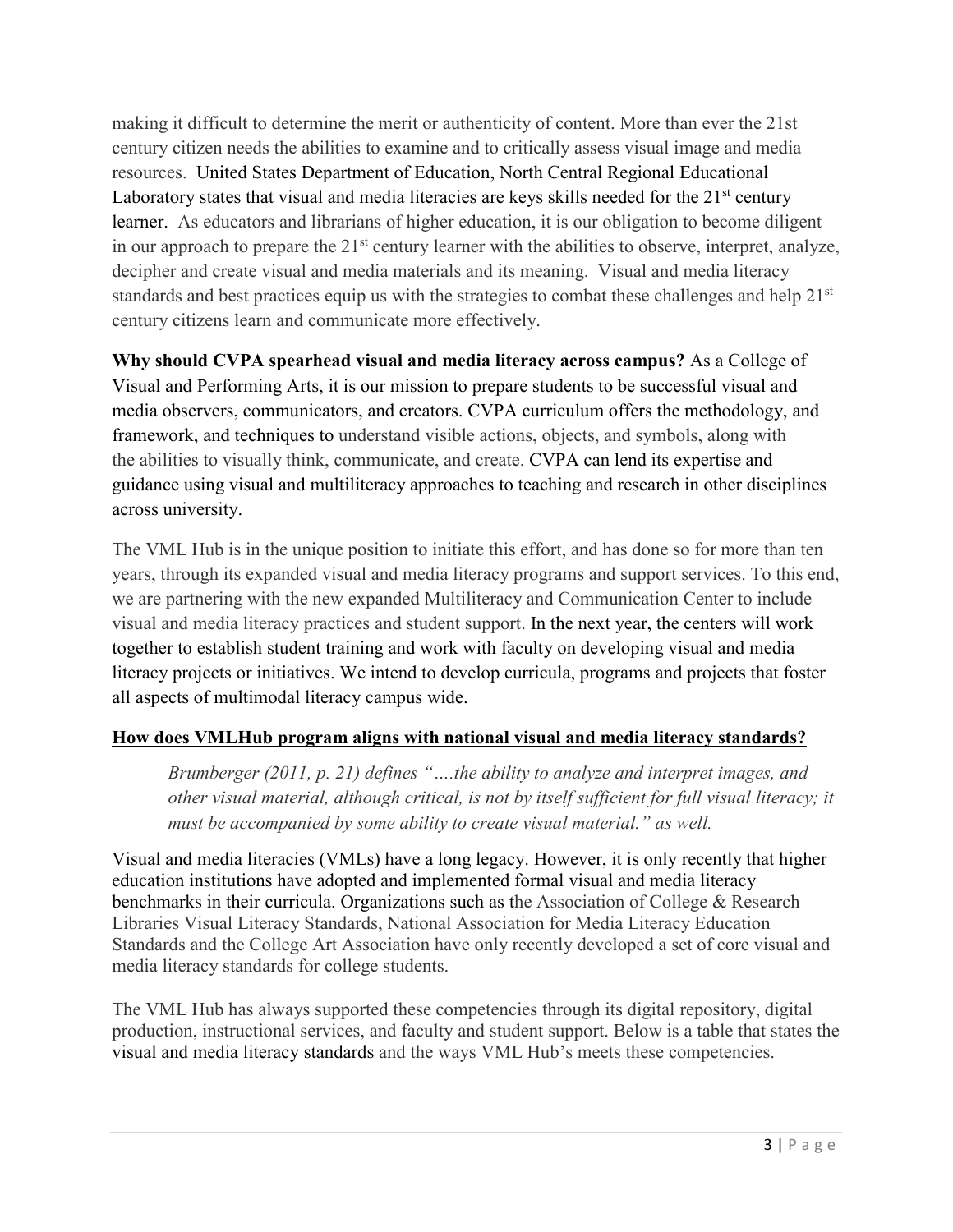making it difficult to determine the merit or authenticity of content. More than ever the 21st century citizen needs the abilities to examine and to critically assess visual image and media resources. United States Department of Education, North Central Regional Educational Laboratory states that visual and media literacies are keys skills needed for the 21st century learner. As educators and librarians of higher education, it is our obligation to become diligent in our approach to prepare the 21st century learner with the abilities to observe, interpret, analyze, decipher and create visual and media materials and its meaning. Visual and media literacy standards and best practices equip us with the strategies to combat these challenges and help 21st century citizens learn and communicate more effectively.

**Why should CVPA spearhead visual and media literacy across campus?** As a College of Visual and Performing Arts, it is our mission to prepare students to be successful visual and media observers, communicators, and creators. CVPA curriculum offers the methodology, and framework, and techniques to understand visible actions, objects, and symbols, along with the abilities to visually think, communicate, and create. CVPA can lend its expertise and guidance using visual and multiliteracy approaches to teaching and research in other disciplines across university.

The VML Hub is in the unique position to initiate this effort, and has done so for more than ten years, through its expanded visual and media literacy programs and support services. To this end, we are partnering with the new expanded Multiliteracy and Communication Center to include visual and media literacy practices and student support. In the next year, the centers will work together to establish student training and work with faculty on developing visual and media literacy projects or initiatives. We intend to develop curricula, programs and projects that foster all aspects of multimodal literacy campus wide.

**<u>How does VMLHub program aligns with national visual and media literacy standards?</u>**

> *Brumberger (2011, p. 21) defines "….the ability to analyze and interpret images, and other visual material, although critical, is not by itself sufficient for full visual literacy; it must be accompanied by some ability to create visual material." as well.*

Visual and media literacies (VMLs) have a long legacy. However, it is only recently that higher education institutions have adopted and implemented formal visual and media literacy benchmarks in their curricula. Organizations such as the Association of College & Research Libraries Visual Literacy Standards, National Association for Media Literacy Education Standards and the College Art Association have only recently developed a set of core visual and media literacy standards for college students.

The VML Hub has always supported these competencies through its digital repository, digital production, instructional services, and faculty and student support. Below is a table that states the visual and media literacy standards and the ways VML Hub's meets these competencies.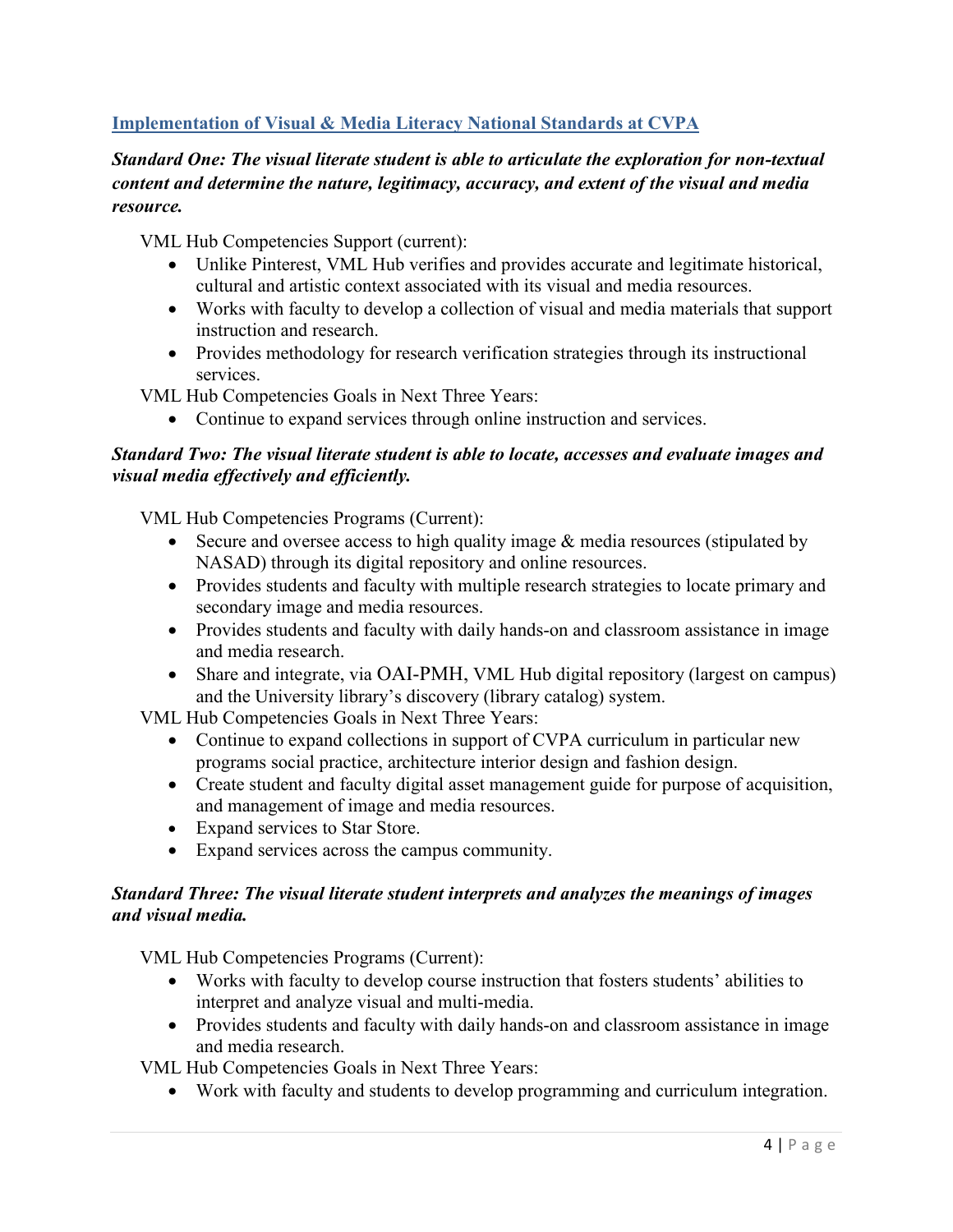## Implementation of Visual & Media Literacy National Standards at CVPA

***Standard One: The visual literate student is able to articulate the exploration for non-textual content and determine the nature, legitimacy, accuracy, and extent of the visual and media resource.***

VML Hub Competencies Support (current):

- Unlike Pinterest, VML Hub verifies and provides accurate and legitimate historical, cultural and artistic context associated with its visual and media resources.
- Works with faculty to develop a collection of visual and media materials that support instruction and research.
- Provides methodology for research verification strategies through its instructional services.

VML Hub Competencies Goals in Next Three Years:

- Continue to expand services through online instruction and services.

***Standard Two: The visual literate student is able to locate, accesses and evaluate images and visual media effectively and efficiently.***

VML Hub Competencies Programs (Current):

- Secure and oversee access to high quality image & media resources (stipulated by NASAD) through its digital repository and online resources.
- Provides students and faculty with multiple research strategies to locate primary and secondary image and media resources.
- Provides students and faculty with daily hands-on and classroom assistance in image and media research.
- Share and integrate, via OAI-PMH, VML Hub digital repository (largest on campus) and the University library's discovery (library catalog) system.

VML Hub Competencies Goals in Next Three Years:

- Continue to expand collections in support of CVPA curriculum in particular new programs social practice, architecture interior design and fashion design.
- Create student and faculty digital asset management guide for purpose of acquisition, and management of image and media resources.
- Expand services to Star Store.
- Expand services across the campus community.

***Standard Three: The visual literate student interprets and analyzes the meanings of images and visual media.***

VML Hub Competencies Programs (Current):

- Works with faculty to develop course instruction that fosters students' abilities to interpret and analyze visual and multi-media.
- Provides students and faculty with daily hands-on and classroom assistance in image and media research.

VML Hub Competencies Goals in Next Three Years:

- Work with faculty and students to develop programming and curriculum integration.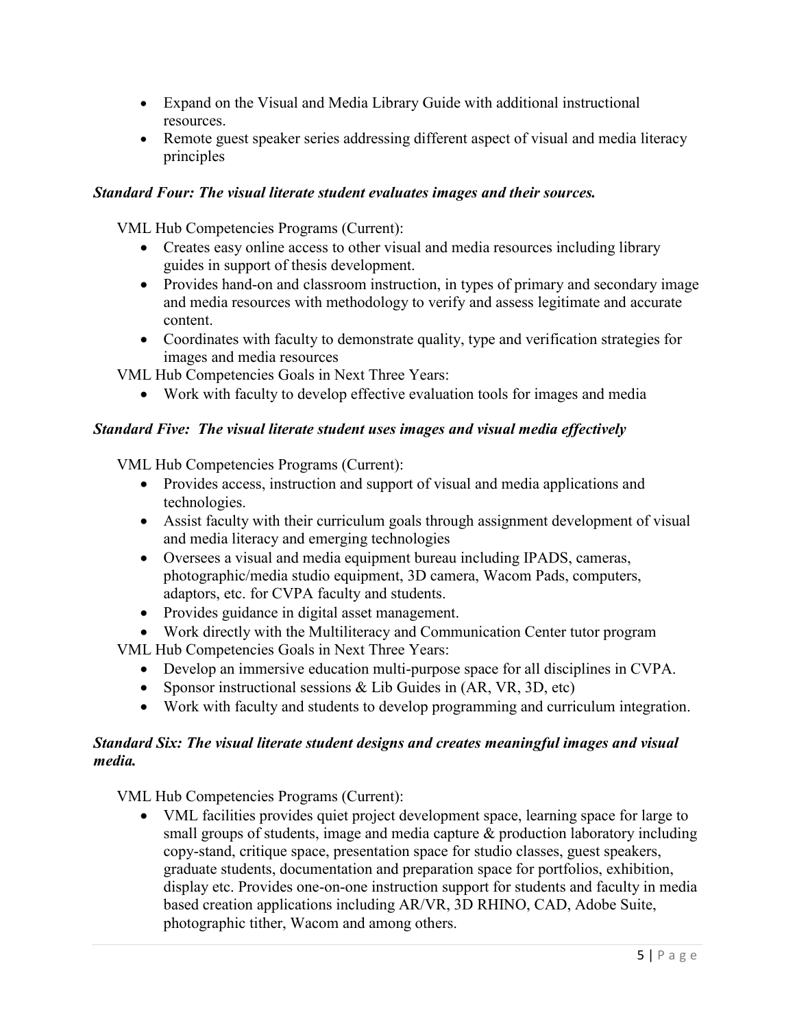- Expand on the Visual and Media Library Guide with additional instructional resources.
- Remote guest speaker series addressing different aspect of visual and media literacy principles

***Standard Four: The visual literate student evaluates images and their sources.***

VML Hub Competencies Programs (Current):

- Creates easy online access to other visual and media resources including library guides in support of thesis development.
- Provides hand-on and classroom instruction, in types of primary and secondary image and media resources with methodology to verify and assess legitimate and accurate content.
- Coordinates with faculty to demonstrate quality, type and verification strategies for images and media resources

VML Hub Competencies Goals in Next Three Years:

- Work with faculty to develop effective evaluation tools for images and media

***Standard Five: The visual literate student uses images and visual media effectively***

VML Hub Competencies Programs (Current):

- Provides access, instruction and support of visual and media applications and technologies.
- Assist faculty with their curriculum goals through assignment development of visual and media literacy and emerging technologies
- Oversees a visual and media equipment bureau including IPADS, cameras, photographic/media studio equipment, 3D camera, Wacom Pads, computers, adaptors, etc. for CVPA faculty and students.
- Provides guidance in digital asset management.
- Work directly with the Multiliteracy and Communication Center tutor program

VML Hub Competencies Goals in Next Three Years:

- Develop an immersive education multi-purpose space for all disciplines in CVPA.
- Sponsor instructional sessions & Lib Guides in (AR, VR, 3D, etc)
- Work with faculty and students to develop programming and curriculum integration.

***Standard Six: The visual literate student designs and creates meaningful images and visual media.***

VML Hub Competencies Programs (Current):

- VML facilities provides quiet project development space, learning space for large to small groups of students, image and media capture & production laboratory including copy-stand, critique space, presentation space for studio classes, guest speakers, graduate students, documentation and preparation space for portfolios, exhibition, display etc. Provides one-on-one instruction support for students and faculty in media based creation applications including AR/VR, 3D RHINO, CAD, Adobe Suite, photographic tither, Wacom and among others.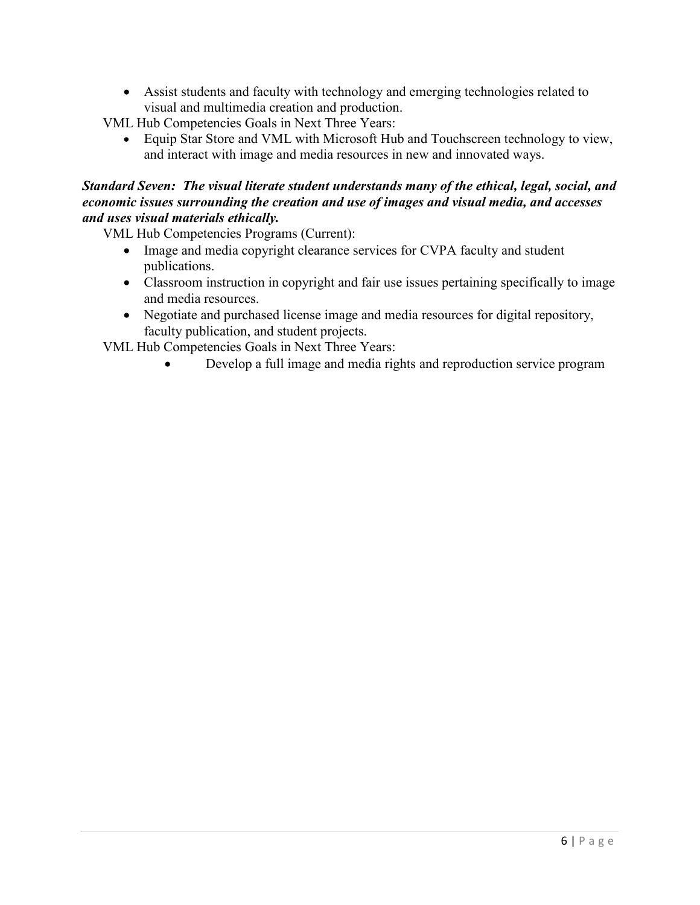- Assist students and faculty with technology and emerging technologies related to visual and multimedia creation and production.

VML Hub Competencies Goals in Next Three Years:

- Equip Star Store and VML with Microsoft Hub and Touchscreen technology to view, and interact with image and media resources in new and innovated ways.

***Standard Seven: The visual literate student understands many of the ethical, legal, social, and economic issues surrounding the creation and use of images and visual media, and accesses and uses visual materials ethically.***

VML Hub Competencies Programs (Current):

- Image and media copyright clearance services for CVPA faculty and student publications.
- Classroom instruction in copyright and fair use issues pertaining specifically to image and media resources.
- Negotiate and purchased license image and media resources for digital repository, faculty publication, and student projects.

VML Hub Competencies Goals in Next Three Years:

- Develop a full image and media rights and reproduction service program